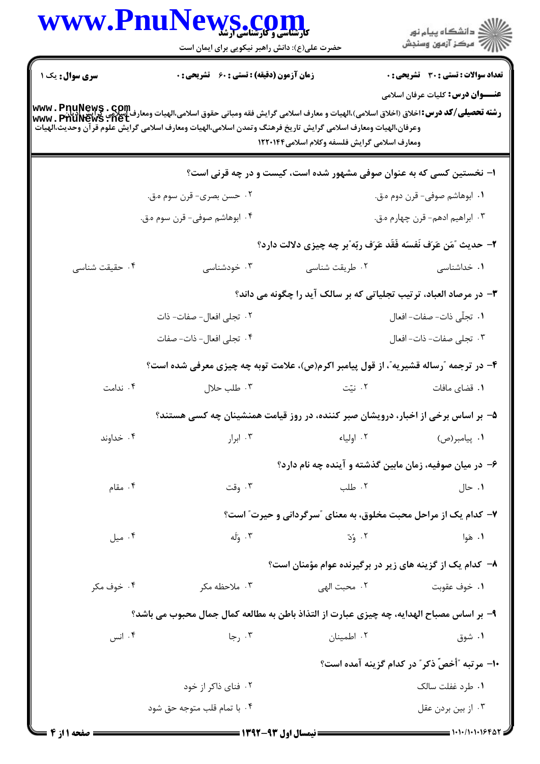**سری سوال:** یک ۱ | **زمان آزمون (دقیقه) : تستی : ۶۰ تشریحی : ۰** | **تعداد سوالات : تستی : ۳۰ تشریحی : ۰**

**عنـــوان درس:** کلیات عرفان اسلامی

**رشته تحصیلی/کد درس:** اخلاق (اخلاق اسلامی)،الهیات و معارف اسلامی گرایش فقه ومبانی حقوق اسلامی،الهیات ومعارف اسلامی گرایش ادیان وعرفان،الهیات ومعارف اسلامی گرایش تاریخ فرهنگ وتمدن اسلامی،الهیات ومعارف اسلامی گرایش علوم قرآن وحدیث،الهیات ومعارف اسلامی گرایش فلسفه وکلام اسلامی۱۲۲۰۱۴۴

۱- نخستین کسی که به عنوان صوفی مشهور شده است، کیست و در چه قرنی است؟

۱. ابوهاشم صوفی- قرن دوم ه.ق.
۲. حسن بصری- قرن سوم ه.ق.
۳. ابراهیم ادهم- قرن چهارم ه.ق.
۴. ابوهاشم صوفی- قرن سوم ه.ق.

۲- حدیث "مَن عَرَف نَفسَه فَقَد عَرَف ربّه"بر چه چیزی دلالت دارد؟

۱. خداشناسی
۲. طریقت شناسی
۳. خودشناسی
۴. حقیقت شناسی

۳- در مرصاد العباد، ترتیب تجلیاتی که بر سالک آید را چگونه می داند؟

۱. تجلّی ذات- صفات- افعال
۲. تجلی افعال- صفات- ذات
۳. تجلی صفات- ذات- افعال
۴. تجلی افعال- ذات- صفات

۴- در ترجمه "رساله قشیریه"، از قول پیامبر اکرم(ص)، علامت توبه چه چیزی معرفی شده است؟

۱. قضای مافات
۲. نیّت
۳. طلب حلال
۴. ندامت

۵- بر اساس برخی از اخبار، درویشان صبر کننده، در روز قیامت همنشینان چه کسی هستند؟

۱. پیامبر(ص)
۲. اولیاء
۳. ابرار
۴. خداوند

۶- در میان صوفیه، زمان مابین گذشته و آینده چه نام دارد؟

۱. حال
۲. طلب
۳. وقت
۴. مقام

۷- کدام یک از مراحل محبت مخلوق، به معنای "سرگردانی و حیرت" است؟

۱. هَوا
۲. وُدّ
۳. وَلَه
۴. میل

۸- کدام یک از گزینه های زیر در برگیرنده عوام مؤمنان است؟

۱. خوف عقوبت
۲. محبت الهی
۳. ملاحظه مکر
۴. خوف مکر

۹- بر اساس مصباح الهدایه، چه چیزی عبارت از التذاذ باطن به مطالعه کمال جمال محبوب می باشد؟

۱. شوق
۲. اطمینان
۳. رجا
۴. انس

۱۰- مرتبه "أخصّ ذکر" در کدام گزینه آمده است؟

۱. طرد غفلت سالک
۲. فنای ذاکر از خود
۳. از بین بردن عقل
۴. با تمام قلب متوجه حق شود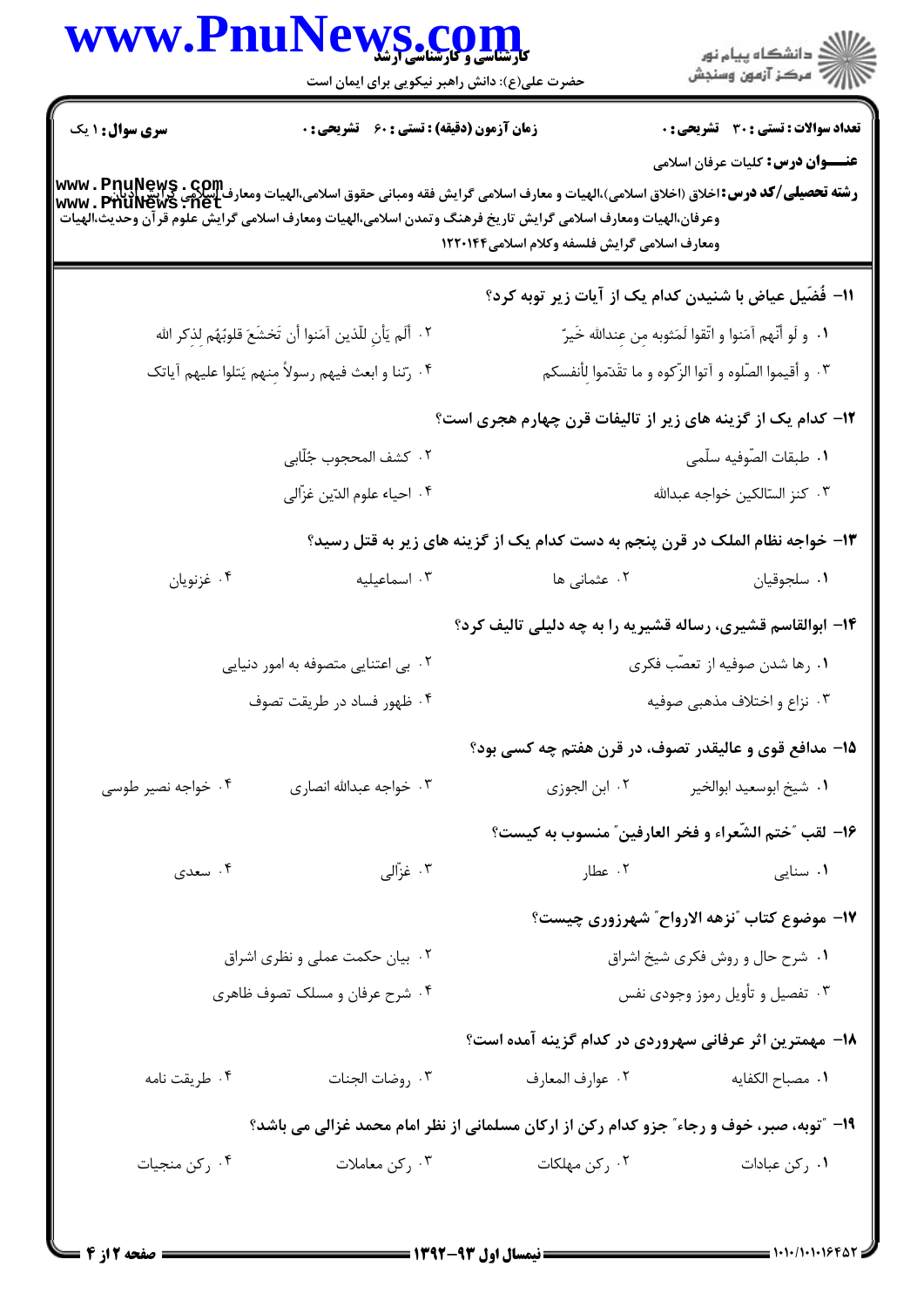**سری سوال:** ۱ یک

**زمان آزمون (دقیقه) : تستی :** ۶۰ **تشریحی :** ۰

**تعداد سوالات : تستی :** ۳۰ **تشریحی :** ۰

**عنـــوان درس:** کلیات عرفان اسلامی

**رشته تحصیلی/کد درس:** اخلاق (اخلاق اسلامی)،الهیات و معارف اسلامی گرایش فقه ومبانی حقوق اسلامی،الهیات ومعارف اسلامی گرایش ادیان وعرفان،الهیات ومعارف اسلامی گرایش تاریخ فرهنگ وتمدن اسلامی،الهیات ومعارف اسلامی گرایش علوم قرآن وحدیث،الهیات ومعارف اسلامی گرایش فلسفه وکلام اسلامی۱۲۲۰۱۴۴

۱۱- فُضَیل عیاض با شنیدن کدام یک از آیات زیر توبه کرد؟

۱. و لَو أنّهم آمَنوا و اتّقوا لَمَثوبه مِن عِندالله خَیرٌ

۲. أَلَم یَأنِ لِلّذین آمَنوا أن تَخشَعَ قلوبُهُم لِذِکر الله

۳. و أقیموا الصّلوه و آتوا الزّکوه و ما تقدّموا لِأنفسکم

۴. رَبّنا و ابعث فیهم رسولاً مِنهم یَتلوا علیهم آیاتک

۱۲- کدام یک از گزینه های زیر از تالیفات قرن چهارم هجری است؟

۱. طبقات الصّوفیه سلّمی

۲. کشف المحجوب جُلّابی

۳. کنز السّالکین خواجه عبدالله

۴. احیاء علوم الدّین غزّالی

۱۳- خواجه نظام الملک در قرن پنجم به دست کدام یک از گزینه های زیر به قتل رسید؟

۱. سلجوقیان

۲. عثمانی ها

۳. اسماعیلیه

۴. غزنویان

۱۴- ابوالقاسم قشیری، رساله قشیریه را به چه دلیلی تالیف کرد؟

۱. رها شدن صوفیه از تعصّب فکری

۲. بی اعتنایی متصوفه به امور دنیایی

۳. نزاع و اختلاف مذهبی صوفیه

۴. ظهور فساد در طریقت تصوف

۱۵- مدافع قوی و عالیقدر تصوف، در قرن هفتم چه کسی بود؟

۱. شیخ ابوسعید ابوالخیر

۲. ابن الجوزی

۳. خواجه عبدالله انصاری

۴. خواجه نصیر طوسی

۱۶- لقب "ختم الشّعراء و فخر العارفین" منسوب به کیست؟

۱. سنایی

۲. عطار

۳. غزّالی

۴. سعدی

۱۷- موضوع کتاب "نزهه الارواح" شهرزوری چیست؟

۱. شرح حال و روش فکری شیخ اشراق

۲. بیان حکمت عملی و نظری اشراق

۳. تفصیل و تأویل رموز وجودی نفس

۴. شرح عرفان و مسلک تصوف ظاهری

۱۸- مهمترین اثر عرفانی سهروردی در کدام گزینه آمده است؟

۱. مصباح الکفایه

۲. عوارف المعارف

۳. روضات الجنات

۴. طریقت نامه

۱۹- "توبه، صبر، خوف و رجاء" جزو کدام رکن از ارکان مسلمانی از نظر امام محمد غزالی می باشد؟

۱. رکن عبادات

۲. رکن مهلکات

۳. رکن معاملات

۴. رکن منجیات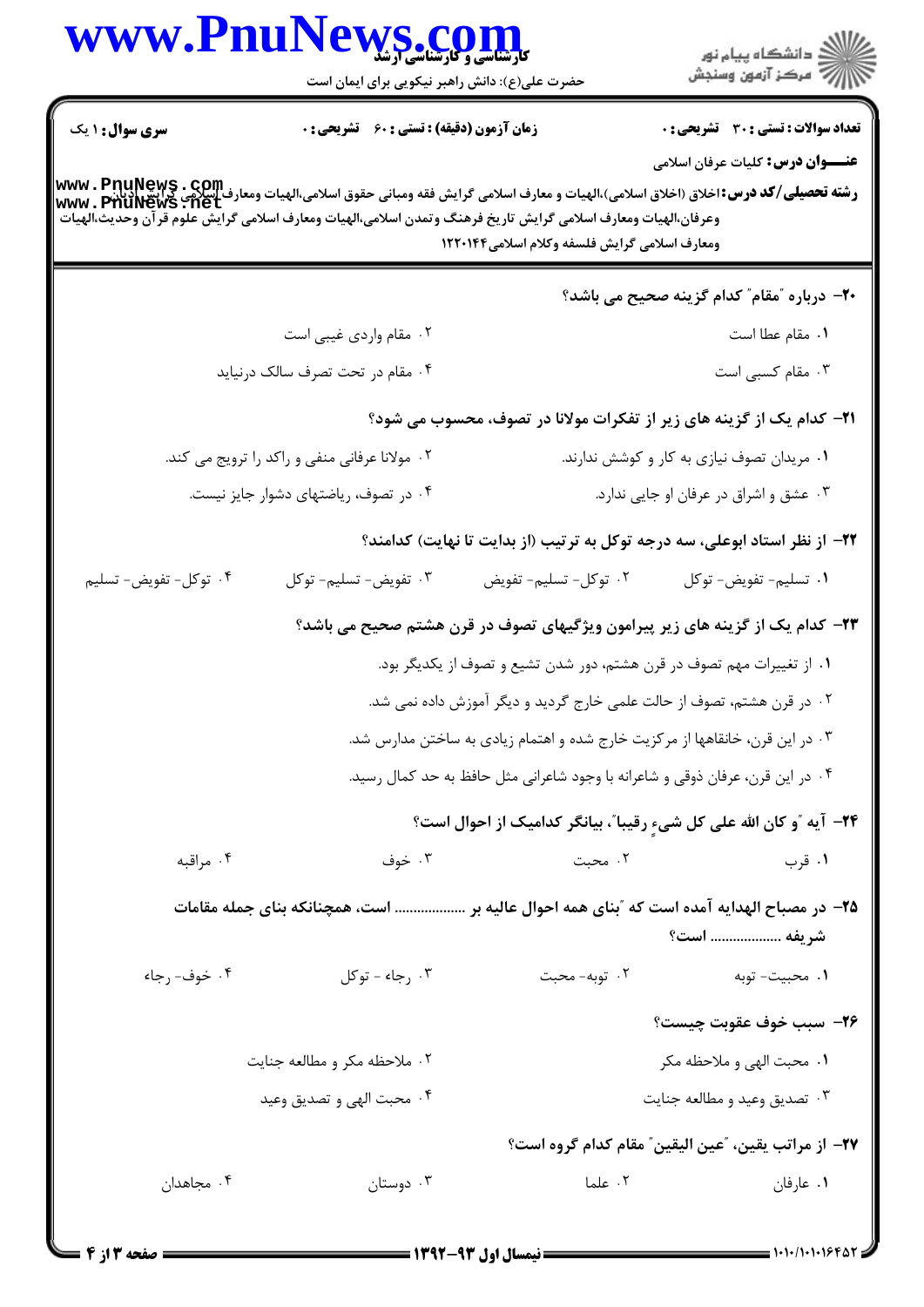**سری سوال:** ۱ یک

**زمان آزمون (دقیقه) : تستی :** ۶۰ **تشریحی :** ۰

**تعداد سوالات : تستی :** ۳۰ **تشریحی :** ۰

**عنـــوان درس:** کلیات عرفان اسلامی

**رشته تحصیلی/کد درس:** اخلاق (اخلاق اسلامی)،الهیات و معارف اسلامی گرایش فقه ومبانی حقوق اسلامی،الهیات ومعارف اسلامی گرایش ادیان وعرفان،الهیات ومعارف اسلامی گرایش تاریخ فرهنگ وتمدن اسلامی،الهیات ومعارف اسلامی گرایش علوم قرآن وحدیث،الهیات ومعارف اسلامی گرایش فلسفه وکلام اسلامی۱۲۲۰۱۴۴

۲۰- درباره "مقام" کدام گزینه صحیح می باشد؟

۱. مقام عطا است

۲. مقام واردی غیبی است

۳. مقام کسبی است

۴. مقام در تحت تصرف سالک درنیاید

۲۱- کدام یک از گزینه های زیر از تفکرات مولانا در تصوف، محسوب می شود؟

۱. مریدان تصوف نیازی به کار و کوشش ندارند.

۲. مولانا عرفانی منفی و راکد را ترویج می کند.

۳. عشق و اشراق در عرفان او جایی ندارد.

۴. در تصوف، ریاضتهای دشوار جایز نیست.

۲۲- از نظر استاد ابوعلی، سه درجه توکل به ترتیب (از بدایت تا نهایت) کدامند؟

۱. تسلیم- تفویض- توکل

۲. توکل- تسلیم- تفویض

۳. تفویض- تسلیم- توکل

۴. توکل- تفویض- تسلیم

۲۳- کدام یک از گزینه های زیر پیرامون ویژگیهای تصوف در قرن هشتم صحیح می باشد؟

۱. از تغییرات مهم تصوف در قرن هشتم، دور شدن تشیع و تصوف از یکدیگر بود.

۲. در قرن هشتم، تصوف از حالت علمی خارج گردید و دیگر آموزش داده نمی شد.

۳. در این قرن، خانقاهها از مرکزیت خارج شده و اهتمام زیادی به ساختن مدارس شد.

۴. در این قرن، عرفان ذوقی و شاعرانه با وجود شاعرانی مثل حافظ به حد کمال رسید.

۲۴- آیه "و کان الله علی کل شیءٍ رقیباً"، بیانگر کدامیک از احوال است؟

۱. قرب

۲. محبت

۳. خوف

۴. مراقبه

۲۵- در مصباح الهدایه آمده است که "بنای همه احوال عالیه بر .................. است، همچنانکه بنای جمله مقامات شریفه .................. است؟

۱. محببت- توبه

۲. توبه- محبت

۳. رجاء - توکل

۴. خوف- رجاء

۲۶- سبب خوف عقوبت چیست؟

۱. محبت الهی و ملاحظه مکر

۲. ملاحظه مکر و مطالعه جنایت

۳. تصدیق وعید و مطالعه جنایت

۴. محبت الهی و تصدیق وعید

۲۷- از مراتب یقین، "عین الیقین" مقام کدام گروه است؟

۱. عارفان

۲. علما

۳. دوستان

۴. مجاهدان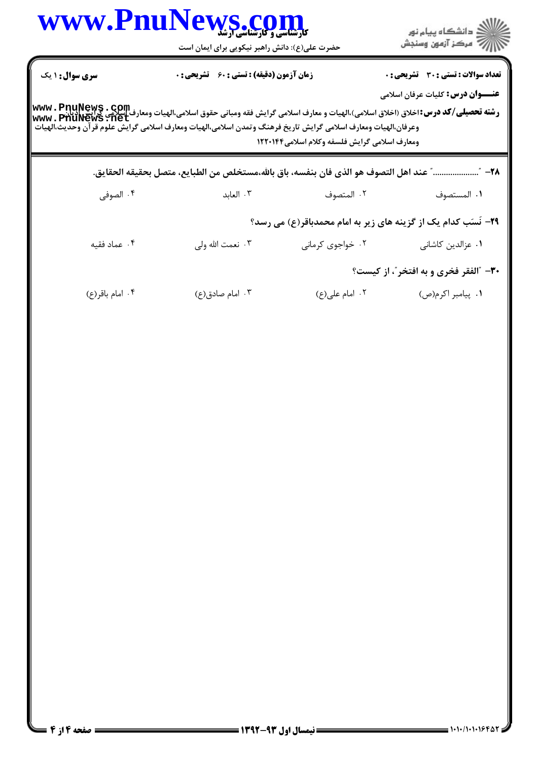سری سوال: ۱ یک

زمان آزمون (دقیقه) : تستی : ۶۰ تشریحی : ۰

تعداد سوالات : تستی : ۳۰ تشریحی : ۰

**عنـــوان درس:** کلیات عرفان اسلامی

**رشته تحصیلی/کد درس:** اخلاق (اخلاق اسلامی)،الهیات و معارف اسلامی گرایش فقه ومبانی حقوق اسلامی،الهیات ومعارف اسلامی گرایش ادیان وعرفان،الهیات ومعارف اسلامی گرایش تاریخ فرهنگ وتمدن اسلامی،الهیات ومعارف اسلامی گرایش علوم قرآن وحدیث،الهیات ومعارف اسلامی گرایش فلسفه وکلام اسلامی۱۲۲۰۱۴۴

**۲۸- "...................." عند اهل التصوف هو الذی فان بنفسه، باق بالله،مستخلص من الطبایع، متصل بحقیقه الحقایق.**

۱. المستصوف
۲. المتصوف
۳. العابد
۴. الصوفی

**۲۹- نَسَب کدام یک از گزینه های زیر به امام محمدباقر(ع) می رسد؟**

۱. عزالدین کاشانی
۲. خواجوی کرمانی
۳. نعمت الله ولی
۴. عماد فقیه

**۳۰- "الفقر فخری و به افتخر"، از کیست؟**

۱. پیامبر اکرم(ص)
۲. امام علی(ع)
۳. امام صادق(ع)
۴. امام باقر(ع)